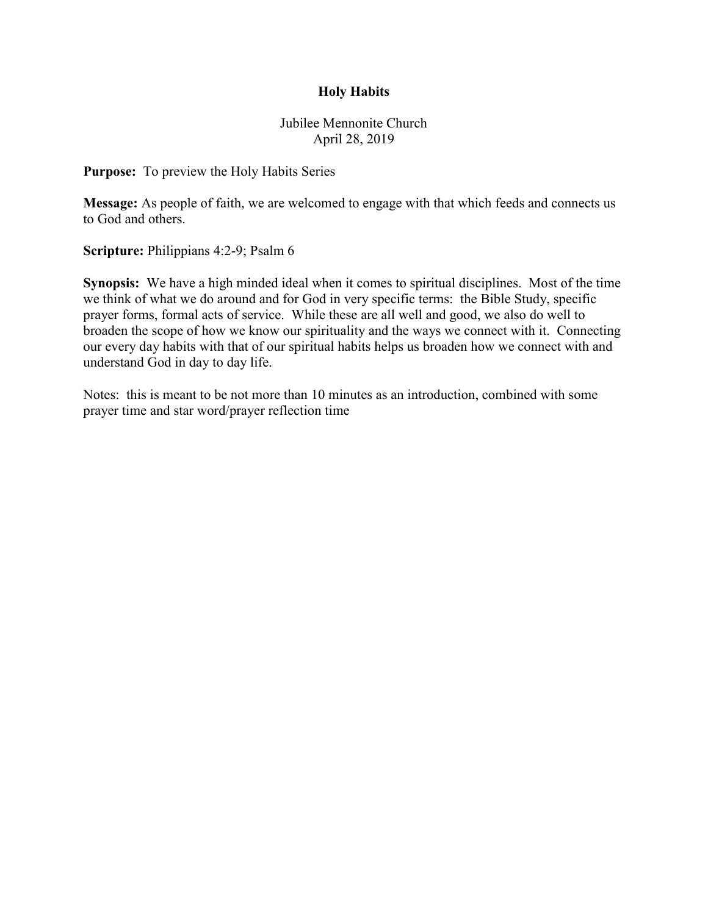# Holy Habits

Jubilee Mennonite Church
April 28, 2019

**Purpose:** To preview the Holy Habits Series

**Message:** As people of faith, we are welcomed to engage with that which feeds and connects us to God and others.

**Scripture:** Philippians 4:2-9; Psalm 6

**Synopsis:** We have a high minded ideal when it comes to spiritual disciplines. Most of the time we think of what we do around and for God in very specific terms: the Bible Study, specific prayer forms, formal acts of service. While these are all well and good, we also do well to broaden the scope of how we know our spirituality and the ways we connect with it. Connecting our every day habits with that of our spiritual habits helps us broaden how we connect with and understand God in day to day life.

Notes: this is meant to be not more than 10 minutes as an introduction, combined with some prayer time and star word/prayer reflection time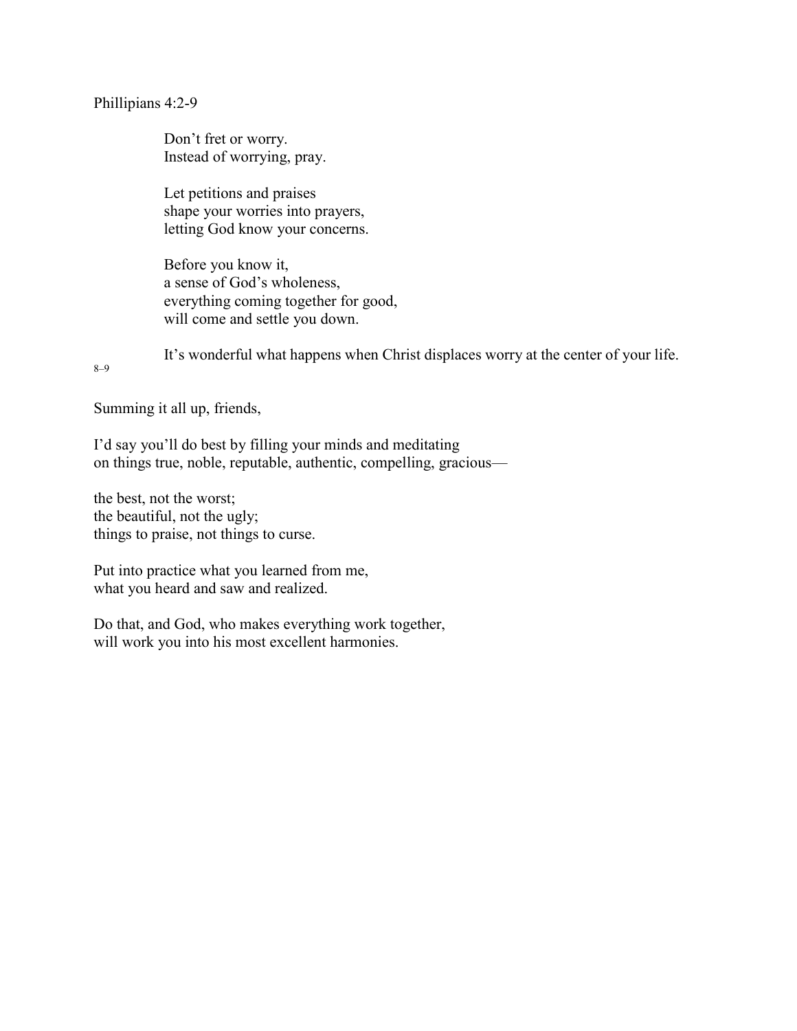Phillipians 4:2-9

Don't fret or worry.  
Instead of worrying, pray.

Let petitions and praises  
shape your worries into prayers,  
letting God know your concerns.

Before you know it,  
a sense of God's wholeness,  
everything coming together for good,  
will come and settle you down.

It's wonderful what happens when Christ displaces worry at the center of your life.

8–9

Summing it all up, friends,

I'd say you'll do best by filling your minds and meditating  
on things true, noble, reputable, authentic, compelling, gracious—

the best, not the worst;  
the beautiful, not the ugly;  
things to praise, not things to curse.

Put into practice what you learned from me,  
what you heard and saw and realized.

Do that, and God, who makes everything work together,  
will work you into his most excellent harmonies.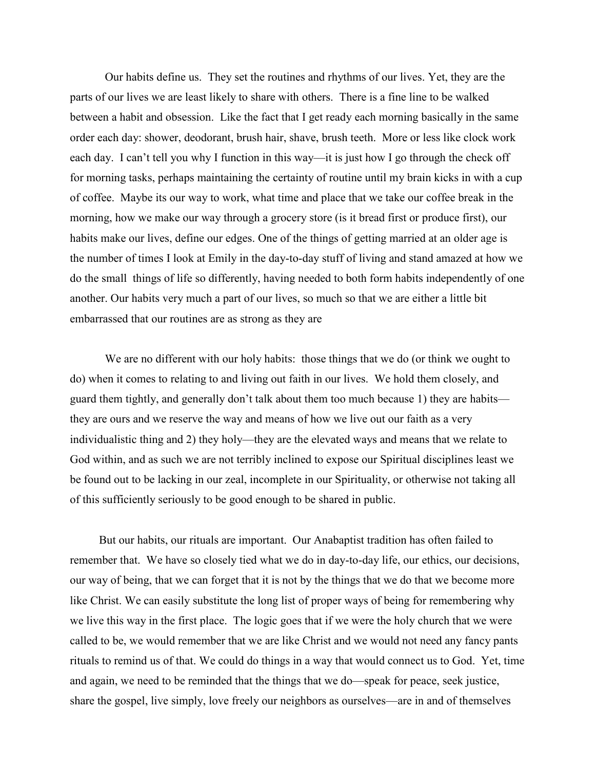Our habits define us. They set the routines and rhythms of our lives. Yet, they are the parts of our lives we are least likely to share with others. There is a fine line to be walked between a habit and obsession. Like the fact that I get ready each morning basically in the same order each day: shower, deodorant, brush hair, shave, brush teeth. More or less like clock work each day. I can't tell you why I function in this way—it is just how I go through the check off for morning tasks, perhaps maintaining the certainty of routine until my brain kicks in with a cup of coffee. Maybe its our way to work, what time and place that we take our coffee break in the morning, how we make our way through a grocery store (is it bread first or produce first), our habits make our lives, define our edges. One of the things of getting married at an older age is the number of times I look at Emily in the day-to-day stuff of living and stand amazed at how we do the small things of life so differently, having needed to both form habits independently of one another. Our habits very much a part of our lives, so much so that we are either a little bit embarrassed that our routines are as strong as they are

We are no different with our holy habits: those things that we do (or think we ought to do) when it comes to relating to and living out faith in our lives. We hold them closely, and guard them tightly, and generally don't talk about them too much because 1) they are habits—they are ours and we reserve the way and means of how we live out our faith as a very individualistic thing and 2) they holy—they are the elevated ways and means that we relate to God within, and as such we are not terribly inclined to expose our Spiritual disciplines least we be found out to be lacking in our zeal, incomplete in our Spirituality, or otherwise not taking all of this sufficiently seriously to be good enough to be shared in public.

But our habits, our rituals are important. Our Anabaptist tradition has often failed to remember that. We have so closely tied what we do in day-to-day life, our ethics, our decisions, our way of being, that we can forget that it is not by the things that we do that we become more like Christ. We can easily substitute the long list of proper ways of being for remembering why we live this way in the first place. The logic goes that if we were the holy church that we were called to be, we would remember that we are like Christ and we would not need any fancy pants rituals to remind us of that. We could do things in a way that would connect us to God. Yet, time and again, we need to be reminded that the things that we do—speak for peace, seek justice, share the gospel, live simply, love freely our neighbors as ourselves—are in and of themselves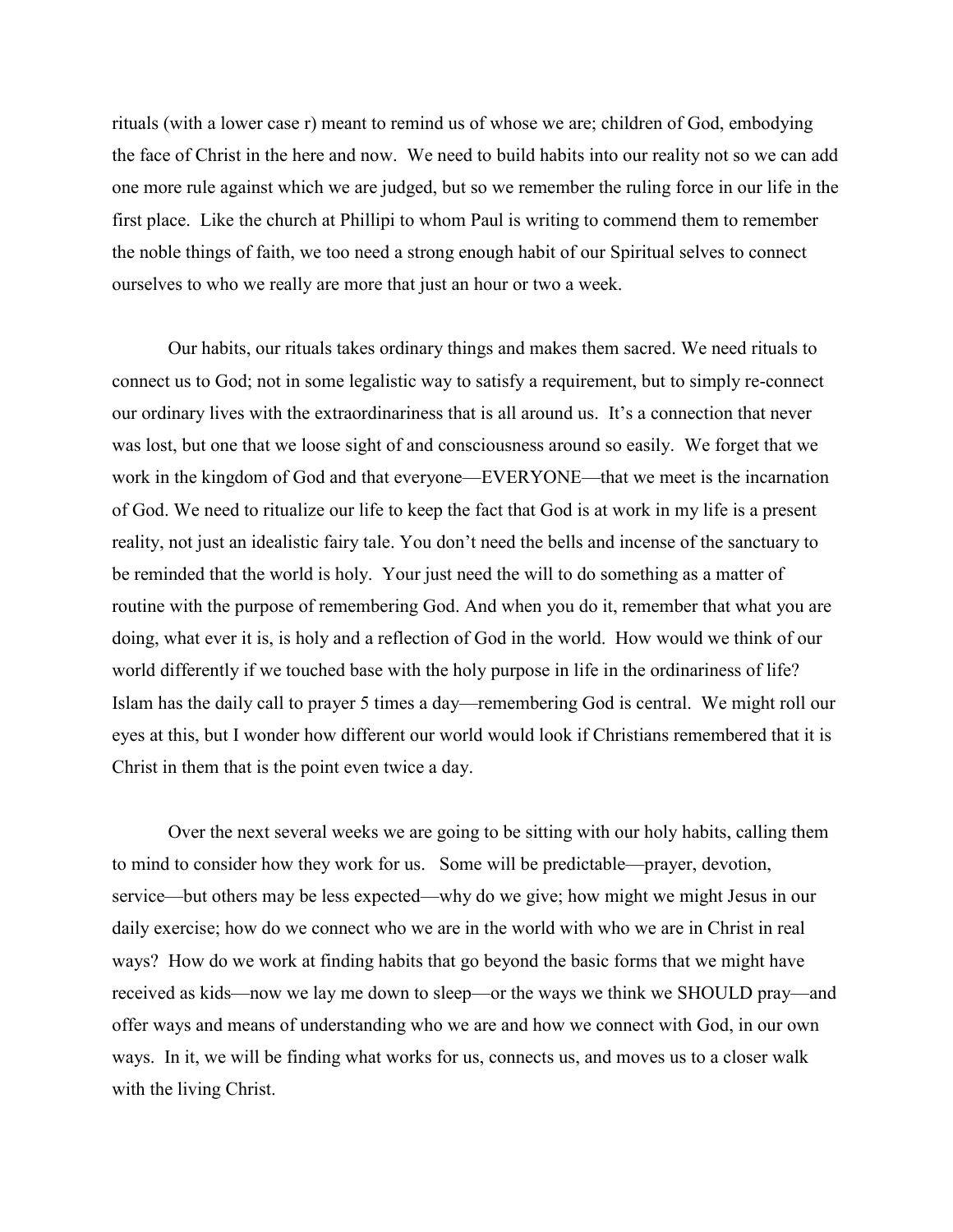rituals (with a lower case r) meant to remind us of whose we are; children of God, embodying the face of Christ in the here and now. We need to build habits into our reality not so we can add one more rule against which we are judged, but so we remember the ruling force in our life in the first place. Like the church at Phillipi to whom Paul is writing to commend them to remember the noble things of faith, we too need a strong enough habit of our Spiritual selves to connect ourselves to who we really are more that just an hour or two a week.

Our habits, our rituals takes ordinary things and makes them sacred. We need rituals to connect us to God; not in some legalistic way to satisfy a requirement, but to simply re-connect our ordinary lives with the extraordinariness that is all around us. It's a connection that never was lost, but one that we loose sight of and consciousness around so easily. We forget that we work in the kingdom of God and that everyone—EVERYONE—that we meet is the incarnation of God. We need to ritualize our life to keep the fact that God is at work in my life is a present reality, not just an idealistic fairy tale. You don't need the bells and incense of the sanctuary to be reminded that the world is holy. Your just need the will to do something as a matter of routine with the purpose of remembering God. And when you do it, remember that what you are doing, what ever it is, is holy and a reflection of God in the world. How would we think of our world differently if we touched base with the holy purpose in life in the ordinariness of life? Islam has the daily call to prayer 5 times a day—remembering God is central. We might roll our eyes at this, but I wonder how different our world would look if Christians remembered that it is Christ in them that is the point even twice a day.

Over the next several weeks we are going to be sitting with our holy habits, calling them to mind to consider how they work for us. Some will be predictable—prayer, devotion, service—but others may be less expected—why do we give; how might we might Jesus in our daily exercise; how do we connect who we are in the world with who we are in Christ in real ways? How do we work at finding habits that go beyond the basic forms that we might have received as kids—now we lay me down to sleep—or the ways we think we SHOULD pray—and offer ways and means of understanding who we are and how we connect with God, in our own ways. In it, we will be finding what works for us, connects us, and moves us to a closer walk with the living Christ.